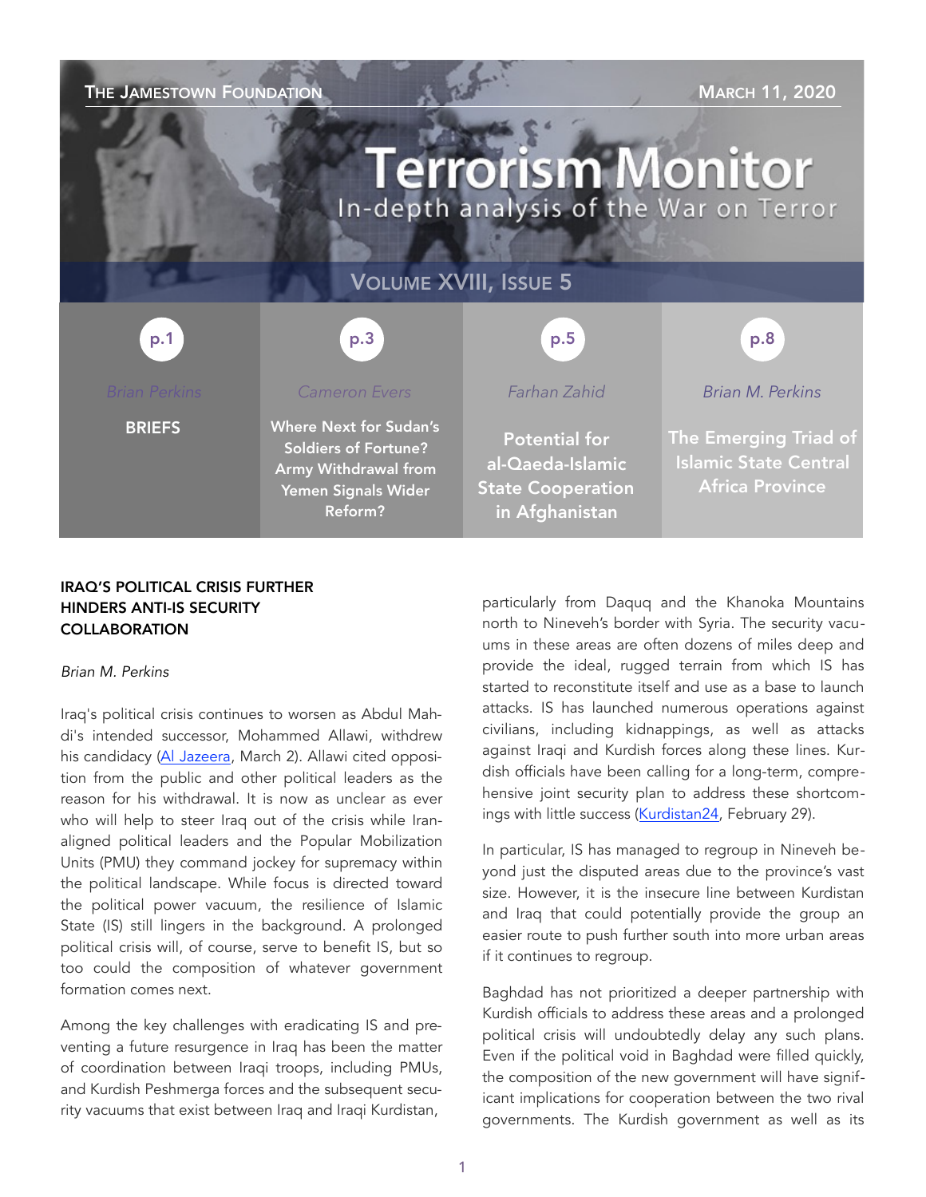THE JAMESTOWN FOUNDATION — MARCH 11, 2020

# Terrorism Monitor

In-depth analysis of the War on Terror

VOLUME XVIII, ISSUE 5

| p.1 | p.3 | p.5 | p.8 |
| --- | --- | --- | --- |
| Brian Perkins | Cameron Evers | Farhan Zahid | Brian M. Perkins |
| **BRIEFS** | **Where Next for Sudan's Soldiers of Fortune? Army Withdrawal from Yemen Signals Wider Reform?** | **Potential for al-Qaeda-Islamic State Cooperation in Afghanistan** | **The Emerging Triad of Islamic State Central Africa Province** |

## IRAQ'S POLITICAL CRISIS FURTHER HINDERS ANTI-IS SECURITY COLLABORATION

*Brian M. Perkins*

Iraq's political crisis continues to worsen as Abdul Mahdi's intended successor, Mohammed Allawi, withdrew his candidacy (Al Jazeera, March 2). Allawi cited opposition from the public and other political leaders as the reason for his withdrawal. It is now as unclear as ever who will help to steer Iraq out of the crisis while Iran-aligned political leaders and the Popular Mobilization Units (PMU) they command jockey for supremacy within the political landscape. While focus is directed toward the political power vacuum, the resilience of Islamic State (IS) still lingers in the background. A prolonged political crisis will, of course, serve to benefit IS, but so too could the composition of whatever government formation comes next.

Among the key challenges with eradicating IS and preventing a future resurgence in Iraq has been the matter of coordination between Iraqi troops, including PMUs, and Kurdish Peshmerga forces and the subsequent security vacuums that exist between Iraq and Iraqi Kurdistan, particularly from Daquq and the Khanoka Mountains north to Nineveh's border with Syria. The security vacuums in these areas are often dozens of miles deep and provide the ideal, rugged terrain from which IS has started to reconstitute itself and use as a base to launch attacks. IS has launched numerous operations against civilians, including kidnappings, as well as attacks against Iraqi and Kurdish forces along these lines. Kurdish officials have been calling for a long-term, comprehensive joint security plan to address these shortcomings with little success (Kurdistan24, February 29).

In particular, IS has managed to regroup in Nineveh beyond just the disputed areas due to the province's vast size. However, it is the insecure line between Kurdistan and Iraq that could potentially provide the group an easier route to push further south into more urban areas if it continues to regroup.

Baghdad has not prioritized a deeper partnership with Kurdish officials to address these areas and a prolonged political crisis will undoubtedly delay any such plans. Even if the political void in Baghdad were filled quickly, the composition of the new government will have significant implications for cooperation between the two rival governments. The Kurdish government as well as its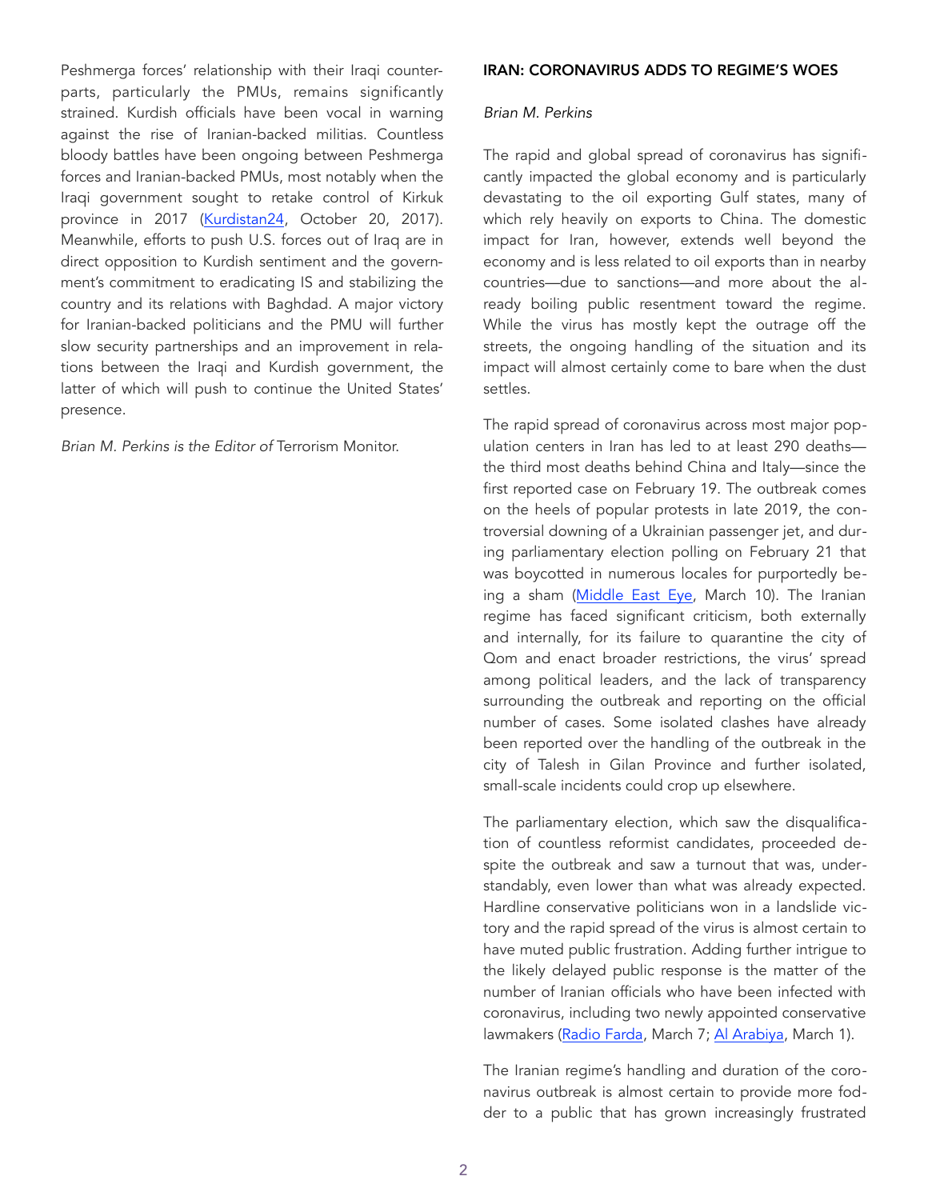Peshmerga forces' relationship with their Iraqi counterparts, particularly the PMUs, remains significantly strained. Kurdish officials have been vocal in warning against the rise of Iranian-backed militias. Countless bloody battles have been ongoing between Peshmerga forces and Iranian-backed PMUs, most notably when the Iraqi government sought to retake control of Kirkuk province in 2017 (Kurdistan24, October 20, 2017). Meanwhile, efforts to push U.S. forces out of Iraq are in direct opposition to Kurdish sentiment and the government's commitment to eradicating IS and stabilizing the country and its relations with Baghdad. A major victory for Iranian-backed politicians and the PMU will further slow security partnerships and an improvement in relations between the Iraqi and Kurdish government, the latter of which will push to continue the United States' presence.

*Brian M. Perkins is the Editor of* Terrorism Monitor.

## IRAN: CORONAVIRUS ADDS TO REGIME'S WOES

*Brian M. Perkins*

The rapid and global spread of coronavirus has significantly impacted the global economy and is particularly devastating to the oil exporting Gulf states, many of which rely heavily on exports to China. The domestic impact for Iran, however, extends well beyond the economy and is less related to oil exports than in nearby countries—due to sanctions—and more about the already boiling public resentment toward the regime. While the virus has mostly kept the outrage off the streets, the ongoing handling of the situation and its impact will almost certainly come to bare when the dust settles.

The rapid spread of coronavirus across most major population centers in Iran has led to at least 290 deaths—the third most deaths behind China and Italy—since the first reported case on February 19. The outbreak comes on the heels of popular protests in late 2019, the controversial downing of a Ukrainian passenger jet, and during parliamentary election polling on February 21 that was boycotted in numerous locales for purportedly being a sham (Middle East Eye, March 10). The Iranian regime has faced significant criticism, both externally and internally, for its failure to quarantine the city of Qom and enact broader restrictions, the virus' spread among political leaders, and the lack of transparency surrounding the outbreak and reporting on the official number of cases. Some isolated clashes have already been reported over the handling of the outbreak in the city of Talesh in Gilan Province and further isolated, small-scale incidents could crop up elsewhere.

The parliamentary election, which saw the disqualification of countless reformist candidates, proceeded despite the outbreak and saw a turnout that was, understandably, even lower than what was already expected. Hardline conservative politicians won in a landslide victory and the rapid spread of the virus is almost certain to have muted public frustration. Adding further intrigue to the likely delayed public response is the matter of the number of Iranian officials who have been infected with coronavirus, including two newly appointed conservative lawmakers (Radio Farda, March 7; Al Arabiya, March 1).

The Iranian regime's handling and duration of the coronavirus outbreak is almost certain to provide more fodder to a public that has grown increasingly frustrated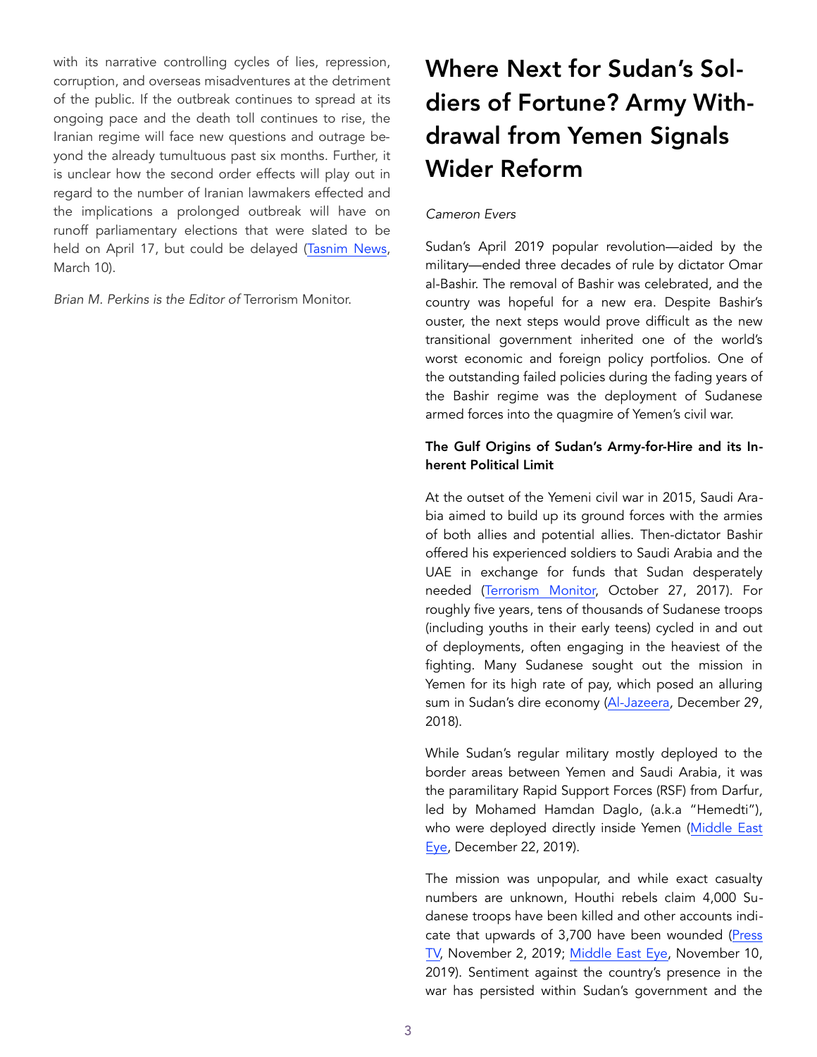with its narrative controlling cycles of lies, repression, corruption, and overseas misadventures at the detriment of the public. If the outbreak continues to spread at its ongoing pace and the death toll continues to rise, the Iranian regime will face new questions and outrage beyond the already tumultuous past six months. Further, it is unclear how the second order effects will play out in regard to the number of Iranian lawmakers effected and the implications a prolonged outbreak will have on runoff parliamentary elections that were slated to be held on April 17, but could be delayed (Tasnim News, March 10).

*Brian M. Perkins is the Editor of* Terrorism Monitor.

# Where Next for Sudan's Soldiers of Fortune? Army Withdrawal from Yemen Signals Wider Reform

*Cameron Evers*

Sudan's April 2019 popular revolution—aided by the military—ended three decades of rule by dictator Omar al-Bashir. The removal of Bashir was celebrated, and the country was hopeful for a new era. Despite Bashir's ouster, the next steps would prove difficult as the new transitional government inherited one of the world's worst economic and foreign policy portfolios. One of the outstanding failed policies during the fading years of the Bashir regime was the deployment of Sudanese armed forces into the quagmire of Yemen's civil war.

### The Gulf Origins of Sudan's Army-for-Hire and its Inherent Political Limit

At the outset of the Yemeni civil war in 2015, Saudi Arabia aimed to build up its ground forces with the armies of both allies and potential allies. Then-dictator Bashir offered his experienced soldiers to Saudi Arabia and the UAE in exchange for funds that Sudan desperately needed (Terrorism Monitor, October 27, 2017). For roughly five years, tens of thousands of Sudanese troops (including youths in their early teens) cycled in and out of deployments, often engaging in the heaviest of the fighting. Many Sudanese sought out the mission in Yemen for its high rate of pay, which posed an alluring sum in Sudan's dire economy (Al-Jazeera, December 29, 2018).

While Sudan's regular military mostly deployed to the border areas between Yemen and Saudi Arabia, it was the paramilitary Rapid Support Forces (RSF) from Darfur, led by Mohamed Hamdan Daglo, (a.k.a "Hemedti"), who were deployed directly inside Yemen (Middle East Eye, December 22, 2019).

The mission was unpopular, and while exact casualty numbers are unknown, Houthi rebels claim 4,000 Sudanese troops have been killed and other accounts indicate that upwards of 3,700 have been wounded (Press TV, November 2, 2019; Middle East Eye, November 10, 2019). Sentiment against the country's presence in the war has persisted within Sudan's government and the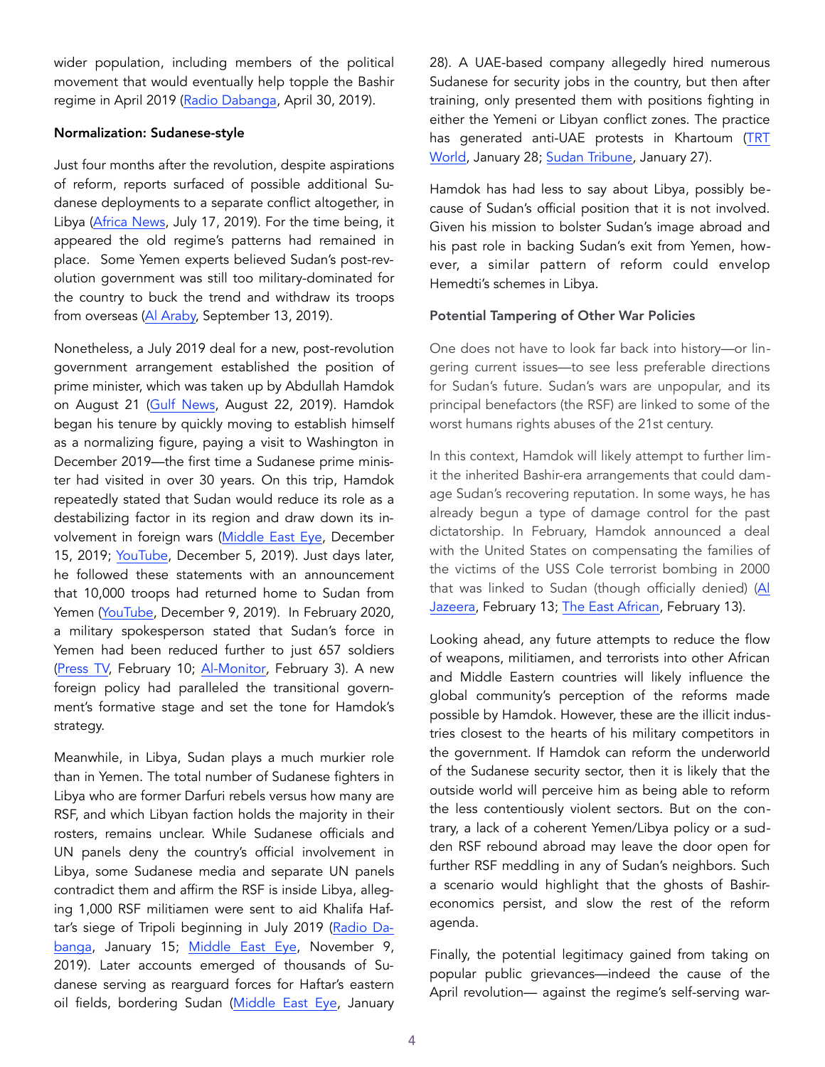wider population, including members of the political movement that would eventually help topple the Bashir regime in April 2019 (Radio Dabanga, April 30, 2019).

**Normalization: Sudanese-style**

Just four months after the revolution, despite aspirations of reform, reports surfaced of possible additional Sudanese deployments to a separate conflict altogether, in Libya (Africa News, July 17, 2019). For the time being, it appeared the old regime's patterns had remained in place. Some Yemen experts believed Sudan's post-revolution government was still too military-dominated for the country to buck the trend and withdraw its troops from overseas (Al Araby, September 13, 2019).

Nonetheless, a July 2019 deal for a new, post-revolution government arrangement established the position of prime minister, which was taken up by Abdullah Hamdok on August 21 (Gulf News, August 22, 2019). Hamdok began his tenure by quickly moving to establish himself as a normalizing figure, paying a visit to Washington in December 2019—the first time a Sudanese prime minister had visited in over 30 years. On this trip, Hamdok repeatedly stated that Sudan would reduce its role as a destabilizing factor in its region and draw down its involvement in foreign wars (Middle East Eye, December 15, 2019; YouTube, December 5, 2019). Just days later, he followed these statements with an announcement that 10,000 troops had returned home to Sudan from Yemen (YouTube, December 9, 2019). In February 2020, a military spokesperson stated that Sudan's force in Yemen had been reduced further to just 657 soldiers (Press TV, February 10; Al-Monitor, February 3). A new foreign policy had paralleled the transitional government's formative stage and set the tone for Hamdok's strategy.

Meanwhile, in Libya, Sudan plays a much murkier role than in Yemen. The total number of Sudanese fighters in Libya who are former Darfuri rebels versus how many are RSF, and which Libyan faction holds the majority in their rosters, remains unclear. While Sudanese officials and UN panels deny the country's official involvement in Libya, some Sudanese media and separate UN panels contradict them and affirm the RSF is inside Libya, alleging 1,000 RSF militiamen were sent to aid Khalifa Haftar's siege of Tripoli beginning in July 2019 (Radio Dabanga, January 15; Middle East Eye, November 9, 2019). Later accounts emerged of thousands of Sudanese serving as rearguard forces for Haftar's eastern oil fields, bordering Sudan (Middle East Eye, January 28). A UAE-based company allegedly hired numerous Sudanese for security jobs in the country, but then after training, only presented them with positions fighting in either the Yemeni or Libyan conflict zones. The practice has generated anti-UAE protests in Khartoum (TRT World, January 28; Sudan Tribune, January 27).

Hamdok has had less to say about Libya, possibly because of Sudan's official position that it is not involved. Given his mission to bolster Sudan's image abroad and his past role in backing Sudan's exit from Yemen, however, a similar pattern of reform could envelop Hemedti's schemes in Libya.

**Potential Tampering of Other War Policies**

One does not have to look far back into history—or lingering current issues—to see less preferable directions for Sudan's future. Sudan's wars are unpopular, and its principal benefactors (the RSF) are linked to some of the worst humans rights abuses of the 21st century.

In this context, Hamdok will likely attempt to further limit the inherited Bashir-era arrangements that could damage Sudan's recovering reputation. In some ways, he has already begun a type of damage control for the past dictatorship. In February, Hamdok announced a deal with the United States on compensating the families of the victims of the USS Cole terrorist bombing in 2000 that was linked to Sudan (though officially denied) (Al Jazeera, February 13; The East African, February 13).

Looking ahead, any future attempts to reduce the flow of weapons, militiamen, and terrorists into other African and Middle Eastern countries will likely influence the global community's perception of the reforms made possible by Hamdok. However, these are the illicit industries closest to the hearts of his military competitors in the government. If Hamdok can reform the underworld of the Sudanese security sector, then it is likely that the outside world will perceive him as being able to reform the less contentiously violent sectors. But on the contrary, a lack of a coherent Yemen/Libya policy or a sudden RSF rebound abroad may leave the door open for further RSF meddling in any of Sudan's neighbors. Such a scenario would highlight that the ghosts of Bashir-economics persist, and slow the rest of the reform agenda.

Finally, the potential legitimacy gained from taking on popular public grievances—indeed the cause of the April revolution— against the regime's self-serving war-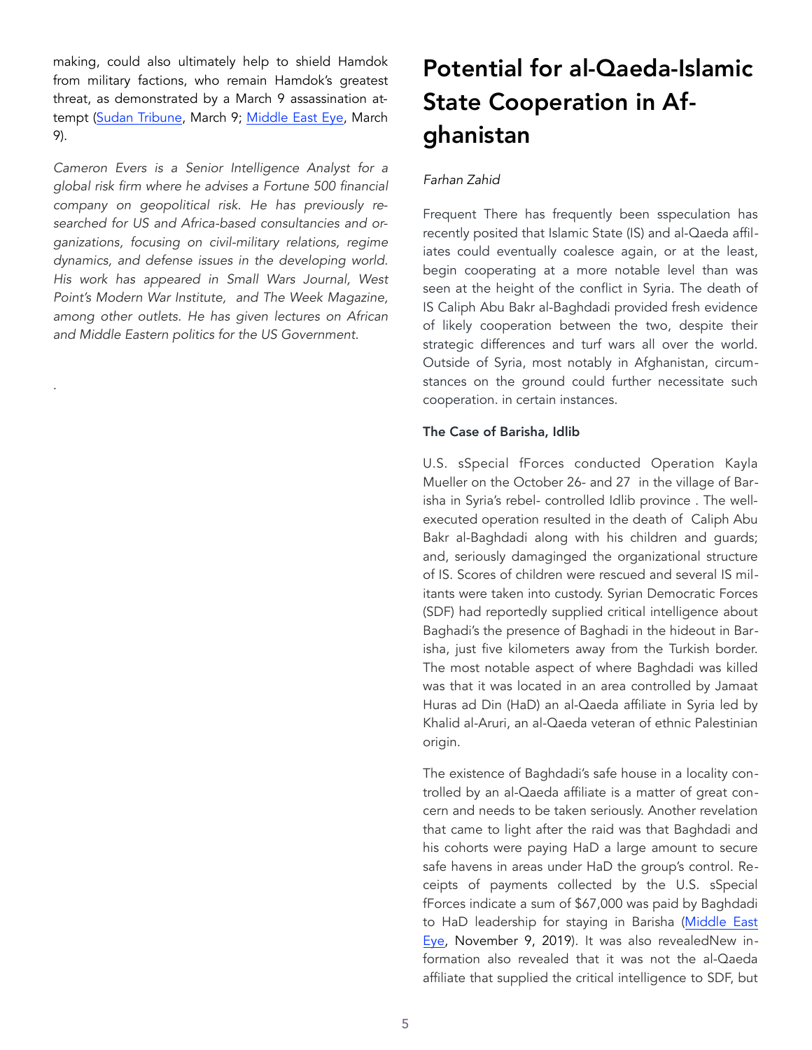making, could also ultimately help to shield Hamdok from military factions, who remain Hamdok's greatest threat, as demonstrated by a March 9 assassination attempt (Sudan Tribune, March 9; Middle East Eye, March 9).

*Cameron Evers is a Senior Intelligence Analyst for a global risk firm where he advises a Fortune 500 financial company on geopolitical risk. He has previously researched for US and Africa-based consultancies and organizations, focusing on civil-military relations, regime dynamics, and defense issues in the developing world. His work has appeared in Small Wars Journal, West Point's Modern War Institute, and The Week Magazine, among other outlets. He has given lectures on African and Middle Eastern politics for the US Government.*

.

# Potential for al-Qaeda-Islamic State Cooperation in Afghanistan

*Farhan Zahid*

Frequent There has frequently been sspeculation has recently posited that Islamic State (IS) and al-Qaeda affiliates could eventually coalesce again, or at the least, begin cooperating at a more notable level than was seen at the height of the conflict in Syria. The death of IS Caliph Abu Bakr al-Baghdadi provided fresh evidence of likely cooperation between the two, despite their strategic differences and turf wars all over the world. Outside of Syria, most notably in Afghanistan, circumstances on the ground could further necessitate such cooperation. in certain instances.

**The Case of Barisha, Idlib**

U.S. sSpecial fForces conducted Operation Kayla Mueller on the October 26- and 27 in the village of Barisha in Syria's rebel- controlled Idlib province . The well-executed operation resulted in the death of Caliph Abu Bakr al-Baghdadi along with his children and guards; and, seriously damaginged the organizational structure of IS. Scores of children were rescued and several IS militants were taken into custody. Syrian Democratic Forces (SDF) had reportedly supplied critical intelligence about Baghadi's the presence of Baghadi in the hideout in Barisha, just five kilometers away from the Turkish border. The most notable aspect of where Baghdadi was killed was that it was located in an area controlled by Jamaat Huras ad Din (HaD) an al-Qaeda affiliate in Syria led by Khalid al-Aruri, an al-Qaeda veteran of ethnic Palestinian origin.

The existence of Baghdadi's safe house in a locality controlled by an al-Qaeda affiliate is a matter of great concern and needs to be taken seriously. Another revelation that came to light after the raid was that Baghdadi and his cohorts were paying HaD a large amount to secure safe havens in areas under HaD the group's control. Receipts of payments collected by the U.S. sSpecial fForces indicate a sum of $67,000 was paid by Baghdadi to HaD leadership for staying in Barisha (Middle East Eye, November 9, 2019). It was also revealedNew information also revealed that it was not the al-Qaeda affiliate that supplied the critical intelligence to SDF, but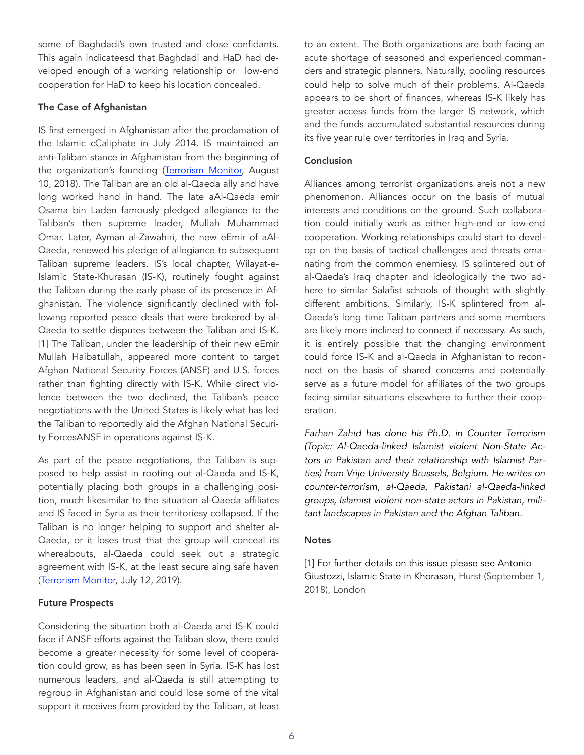some of Baghdadi's own trusted and close confidants. This again indicateesd that Baghdadi and HaD had developed enough of a working relationship or low-end cooperation for HaD to keep his location concealed.

**The Case of Afghanistan**

IS first emerged in Afghanistan after the proclamation of the Islamic cCaliphate in July 2014. IS maintained an anti-Taliban stance in Afghanistan from the beginning of the organization's founding (Terrorism Monitor, August 10, 2018). The Taliban are an old al-Qaeda ally and have long worked hand in hand. The late aAl-Qaeda emir Osama bin Laden famously pledged allegiance to the Taliban's then supreme leader, Mullah Muhammad Omar. Later, Ayman al-Zawahiri, the new eEmir of aAl-Qaeda, renewed his pledge of allegiance to subsequent Taliban supreme leaders. IS's local chapter, Wilayat-e-Islamic State-Khurasan (IS-K), routinely fought against the Taliban during the early phase of its presence in Afghanistan. The violence significantly declined with following reported peace deals that were brokered by al-Qaeda to settle disputes between the Taliban and IS-K.[1] The Taliban, under the leadership of their new eEmir Mullah Haibatullah, appeared more content to target Afghan National Security Forces (ANSF) and U.S. forces rather than fighting directly with IS-K. While direct violence between the two declined, the Taliban's peace negotiations with the United States is likely what has led the Taliban to reportedly aid the Afghan National Security ForcesANSF in operations against IS-K.

As part of the peace negotiations, the Taliban is supposed to help assist in rooting out al-Qaeda and IS-K, potentially placing both groups in a challenging position, much likesimilar to the situation al-Qaeda affiliates and IS faced in Syria as their territoriesy collapsed. If the Taliban is no longer helping to support and shelter al-Qaeda, or it loses trust that the group will conceal its whereabouts, al-Qaeda could seek out a strategic agreement with IS-K, at the least secure aing safe haven (Terrorism Monitor, July 12, 2019).

**Future Prospects**

Considering the situation both al-Qaeda and IS-K could face if ANSF efforts against the Taliban slow, there could become a greater necessity for some level of cooperation could grow, as has been seen in Syria. IS-K has lost numerous leaders, and al-Qaeda is still attempting to regroup in Afghanistan and could lose some of the vital support it receives from provided by the Taliban, at least to an extent. The Both organizations are both facing an acute shortage of seasoned and experienced commanders and strategic planners. Naturally, pooling resources could help to solve much of their problems. Al-Qaeda appears to be short of finances, whereas IS-K likely has greater access funds from the larger IS network, which and the funds accumulated substantial resources during its five year rule over territories in Iraq and Syria.

**Conclusion**

Alliances among terrorist organizations areis not a new phenomenon. Alliances occur on the basis of mutual interests and conditions on the ground. Such collaboration could initially work as either high-end or low-end cooperation. Working relationships could start to develop on the basis of tactical challenges and threats emanating from the common enemiesy. IS splintered out of al-Qaeda's Iraq chapter and ideologically the two adhere to similar Salafist schools of thought with slightly different ambitions. Similarly, IS-K splintered from al-Qaeda's long time Taliban partners and some members are likely more inclined to connect if necessary. As such, it is entirely possible that the changing environment could force IS-K and al-Qaeda in Afghanistan to reconnect on the basis of shared concerns and potentially serve as a future model for affiliates of the two groups facing similar situations elsewhere to further their cooperation.

*Farhan Zahid has done his Ph.D. in Counter Terrorism (Topic: Al-Qaeda-linked Islamist violent Non-State Actors in Pakistan and their relationship with Islamist Parties) from Vrije University Brussels, Belgium. He writes on counter-terrorism, al-Qaeda, Pakistani al-Qaeda-linked groups, Islamist violent non-state actors in Pakistan, militant landscapes in Pakistan and the Afghan Taliban.*

**Notes**

[1] For further details on this issue please see Antonio Giustozzi, Islamic State in Khorasan, Hurst (September 1, 2018), London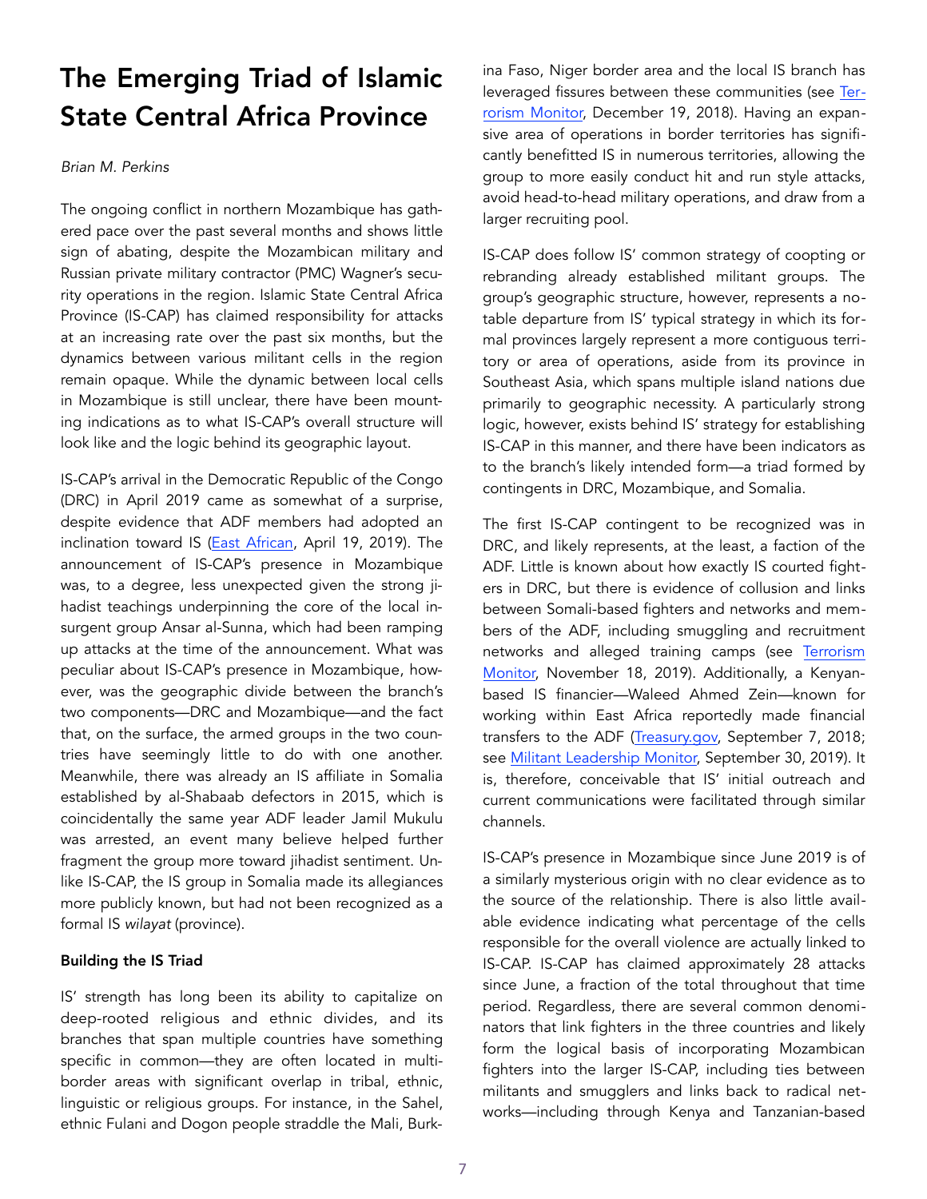# The Emerging Triad of Islamic State Central Africa Province

*Brian M. Perkins*

The ongoing conflict in northern Mozambique has gathered pace over the past several months and shows little sign of abating, despite the Mozambican military and Russian private military contractor (PMC) Wagner's security operations in the region. Islamic State Central Africa Province (IS-CAP) has claimed responsibility for attacks at an increasing rate over the past six months, but the dynamics between various militant cells in the region remain opaque. While the dynamic between local cells in Mozambique is still unclear, there have been mounting indications as to what IS-CAP's overall structure will look like and the logic behind its geographic layout.

IS-CAP's arrival in the Democratic Republic of the Congo (DRC) in April 2019 came as somewhat of a surprise, despite evidence that ADF members had adopted an inclination toward IS (East African, April 19, 2019). The announcement of IS-CAP's presence in Mozambique was, to a degree, less unexpected given the strong jihadist teachings underpinning the core of the local insurgent group Ansar al-Sunna, which had been ramping up attacks at the time of the announcement. What was peculiar about IS-CAP's presence in Mozambique, however, was the geographic divide between the branch's two components—DRC and Mozambique—and the fact that, on the surface, the armed groups in the two countries have seemingly little to do with one another. Meanwhile, there was already an IS affiliate in Somalia established by al-Shabaab defectors in 2015, which is coincidentally the same year ADF leader Jamil Mukulu was arrested, an event many believe helped further fragment the group more toward jihadist sentiment. Unlike IS-CAP, the IS group in Somalia made its allegiances more publicly known, but had not been recognized as a formal IS *wilayat* (province).

**Building the IS Triad**

IS' strength has long been its ability to capitalize on deep-rooted religious and ethnic divides, and its branches that span multiple countries have something specific in common—they are often located in multi-border areas with significant overlap in tribal, ethnic, linguistic or religious groups. For instance, in the Sahel, ethnic Fulani and Dogon people straddle the Mali, Burkina Faso, Niger border area and the local IS branch has leveraged fissures between these communities (see Terrorism Monitor, December 19, 2018). Having an expansive area of operations in border territories has significantly benefitted IS in numerous territories, allowing the group to more easily conduct hit and run style attacks, avoid head-to-head military operations, and draw from a larger recruiting pool.

IS-CAP does follow IS' common strategy of coopting or rebranding already established militant groups. The group's geographic structure, however, represents a notable departure from IS' typical strategy in which its formal provinces largely represent a more contiguous territory or area of operations, aside from its province in Southeast Asia, which spans multiple island nations due primarily to geographic necessity. A particularly strong logic, however, exists behind IS' strategy for establishing IS-CAP in this manner, and there have been indicators as to the branch's likely intended form—a triad formed by contingents in DRC, Mozambique, and Somalia.

The first IS-CAP contingent to be recognized was in DRC, and likely represents, at the least, a faction of the ADF. Little is known about how exactly IS courted fighters in DRC, but there is evidence of collusion and links between Somali-based fighters and networks and members of the ADF, including smuggling and recruitment networks and alleged training camps (see Terrorism Monitor, November 18, 2019). Additionally, a Kenyan-based IS financier—Waleed Ahmed Zein—known for working within East Africa reportedly made financial transfers to the ADF (Treasury.gov, September 7, 2018; see Militant Leadership Monitor, September 30, 2019). It is, therefore, conceivable that IS' initial outreach and current communications were facilitated through similar channels.

IS-CAP's presence in Mozambique since June 2019 is of a similarly mysterious origin with no clear evidence as to the source of the relationship. There is also little available evidence indicating what percentage of the cells responsible for the overall violence are actually linked to IS-CAP. IS-CAP has claimed approximately 28 attacks since June, a fraction of the total throughout that time period. Regardless, there are several common denominators that link fighters in the three countries and likely form the logical basis of incorporating Mozambican fighters into the larger IS-CAP, including ties between militants and smugglers and links back to radical networks—including through Kenya and Tanzanian-based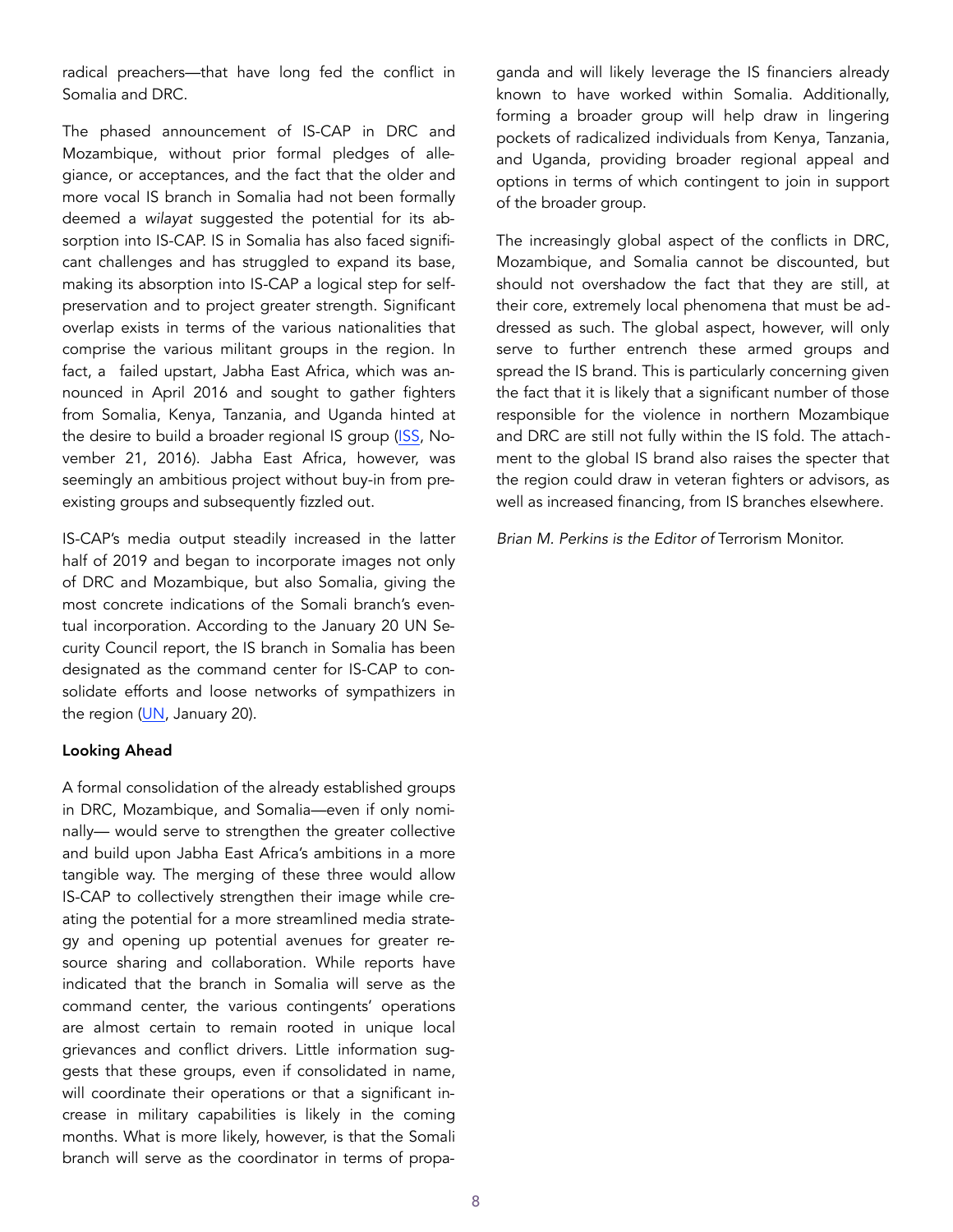radical preachers—that have long fed the conflict in Somalia and DRC.

The phased announcement of IS-CAP in DRC and Mozambique, without prior formal pledges of allegiance, or acceptances, and the fact that the older and more vocal IS branch in Somalia had not been formally deemed a *wilayat* suggested the potential for its absorption into IS-CAP. IS in Somalia has also faced significant challenges and has struggled to expand its base, making its absorption into IS-CAP a logical step for self-preservation and to project greater strength. Significant overlap exists in terms of the various nationalities that comprise the various militant groups in the region. In fact, a failed upstart, Jabha East Africa, which was announced in April 2016 and sought to gather fighters from Somalia, Kenya, Tanzania, and Uganda hinted at the desire to build a broader regional IS group (ISS, November 21, 2016). Jabha East Africa, however, was seemingly an ambitious project without buy-in from preexisting groups and subsequently fizzled out.

IS-CAP's media output steadily increased in the latter half of 2019 and began to incorporate images not only of DRC and Mozambique, but also Somalia, giving the most concrete indications of the Somali branch's eventual incorporation. According to the January 20 UN Security Council report, the IS branch in Somalia has been designated as the command center for IS-CAP to consolidate efforts and loose networks of sympathizers in the region (UN, January 20).

**Looking Ahead**

A formal consolidation of the already established groups in DRC, Mozambique, and Somalia—even if only nominally— would serve to strengthen the greater collective and build upon Jabha East Africa's ambitions in a more tangible way. The merging of these three would allow IS-CAP to collectively strengthen their image while creating the potential for a more streamlined media strategy and opening up potential avenues for greater resource sharing and collaboration. While reports have indicated that the branch in Somalia will serve as the command center, the various contingents' operations are almost certain to remain rooted in unique local grievances and conflict drivers. Little information suggests that these groups, even if consolidated in name, will coordinate their operations or that a significant increase in military capabilities is likely in the coming months. What is more likely, however, is that the Somali branch will serve as the coordinator in terms of propaganda and will likely leverage the IS financiers already known to have worked within Somalia. Additionally, forming a broader group will help draw in lingering pockets of radicalized individuals from Kenya, Tanzania, and Uganda, providing broader regional appeal and options in terms of which contingent to join in support of the broader group.

The increasingly global aspect of the conflicts in DRC, Mozambique, and Somalia cannot be discounted, but should not overshadow the fact that they are still, at their core, extremely local phenomena that must be addressed as such. The global aspect, however, will only serve to further entrench these armed groups and spread the IS brand. This is particularly concerning given the fact that it is likely that a significant number of those responsible for the violence in northern Mozambique and DRC are still not fully within the IS fold. The attachment to the global IS brand also raises the specter that the region could draw in veteran fighters or advisors, as well as increased financing, from IS branches elsewhere.

*Brian M. Perkins is the Editor of* Terrorism Monitor.